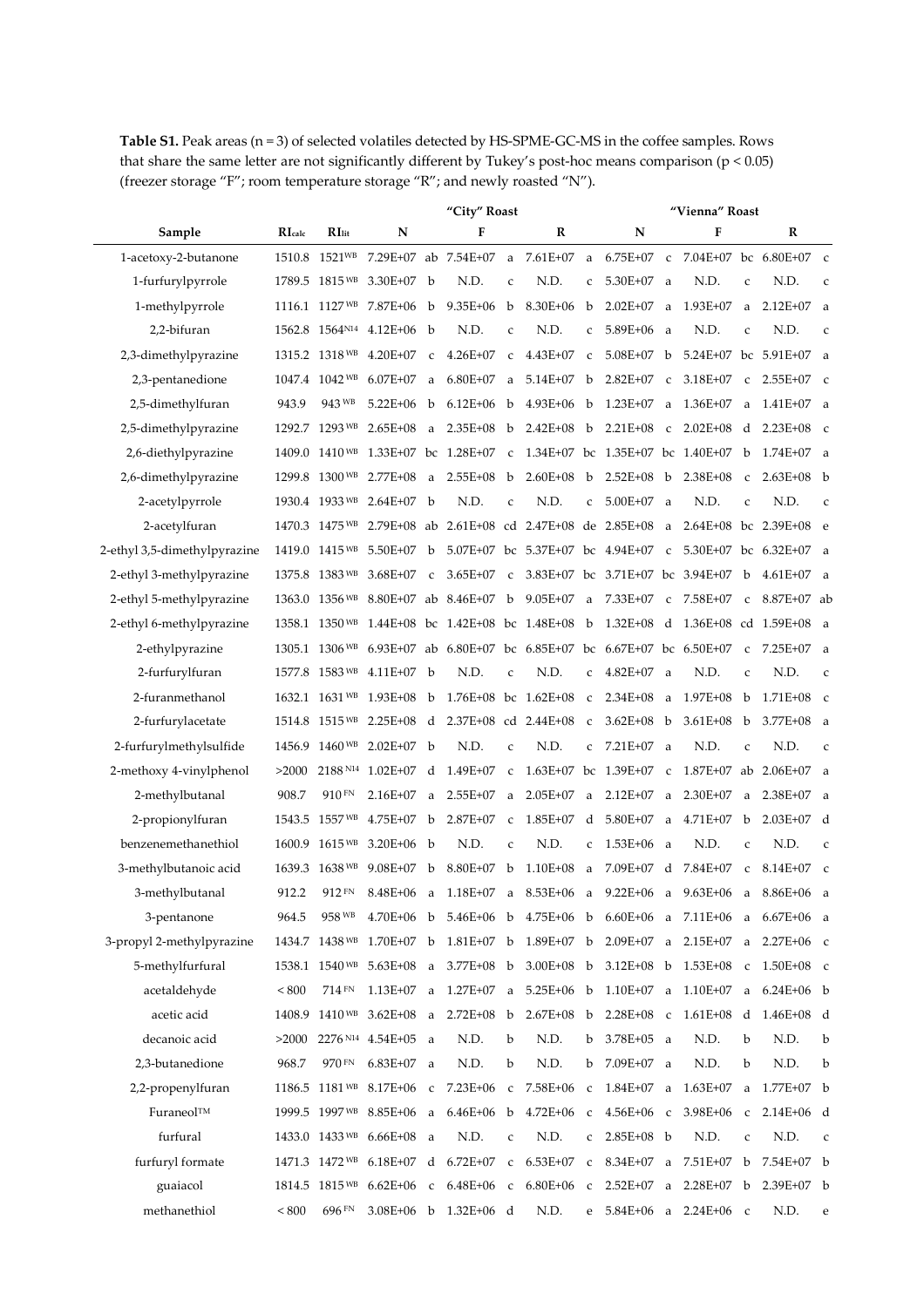**Table S1.** Peak areas (n = 3) of selected volatiles detected by HS-SPME-GC-MS in the coffee samples. Rows that share the same letter are not significantly different by Tukey's post-hoc means comparison ($p < 0.05$) (freezer storage "F"; room temperature storage "R"; and newly roasted "N").

| | | | "City" Roast | | | | | | "Vienna" Roast | | | | | |
|---|---|---|---|---|---|---|---|---|---|---|---|---|---|---|
| **Sample** | **RI<sub>calc</sub>** | **RI<sub>lit</sub>** | **N** | | **F** | | **R** | | **N** | | **F** | | **R** | |
| 1-acetoxy-2-butanone | 1510.8 | 1521[WB] | 7.29E+07 | ab | 7.54E+07 | a | 7.61E+07 | a | 6.75E+07 | c | 7.04E+07 | bc | 6.80E+07 | c |
| 1-furfurylpyrrole | 1789.5 | 1815[WB] | 3.30E+07 | b | N.D. | c | N.D. | c | 5.30E+07 | a | N.D. | c | N.D. | c |
| 1-methylpyrrole | 1116.1 | 1127[WB] | 7.87E+06 | b | 9.35E+06 | b | 8.30E+06 | b | 2.02E+07 | a | 1.93E+07 | a | 2.12E+07 | a |
| 2,2-bifuran | 1562.8 | 1564[N14] | 4.12E+06 | b | N.D. | c | N.D. | c | 5.89E+06 | a | N.D. | c | N.D. | c |
| 2,3-dimethylpyrazine | 1315.2 | 1318[WB] | 4.20E+07 | c | 4.26E+07 | c | 4.43E+07 | c | 5.08E+07 | b | 5.24E+07 | bc | 5.91E+07 | a |
| 2,3-pentanedione | 1047.4 | 1042[WB] | 6.07E+07 | a | 6.80E+07 | a | 5.14E+07 | b | 2.82E+07 | c | 3.18E+07 | c | 2.55E+07 | c |
| 2,5-dimethylfuran | 943.9 | 943[WB] | 5.22E+06 | b | 6.12E+06 | b | 4.93E+06 | b | 1.23E+07 | a | 1.36E+07 | a | 1.41E+07 | a |
| 2,5-dimethylpyrazine | 1292.7 | 1293[WB] | 2.65E+08 | a | 2.35E+08 | b | 2.42E+08 | b | 2.21E+08 | c | 2.02E+08 | d | 2.23E+08 | c |
| 2,6-diethylpyrazine | 1409.0 | 1410[WB] | 1.33E+07 | bc | 1.28E+07 | c | 1.34E+07 | bc | 1.35E+07 | bc | 1.40E+07 | b | 1.74E+07 | a |
| 2,6-dimethylpyrazine | 1299.8 | 1300[WB] | 2.77E+08 | a | 2.55E+08 | b | 2.60E+08 | b | 2.52E+08 | b | 2.38E+08 | c | 2.63E+08 | b |
| 2-acetylpyrrole | 1930.4 | 1933[WB] | 2.64E+07 | b | N.D. | c | N.D. | c | 5.00E+07 | a | N.D. | c | N.D. | c |
| 2-acetylfuran | 1470.3 | 1475[WB] | 2.79E+08 | ab | 2.61E+08 | cd | 2.47E+08 | de | 2.85E+08 | a | 2.64E+08 | bc | 2.39E+08 | e |
| 2-ethyl 3,5-dimethylpyrazine | 1419.0 | 1415[WB] | 5.50E+07 | b | 5.07E+07 | bc | 5.37E+07 | bc | 4.94E+07 | c | 5.30E+07 | bc | 6.32E+07 | a |
| 2-ethyl 3-methylpyrazine | 1375.8 | 1383[WB] | 3.68E+07 | c | 3.65E+07 | c | 3.83E+07 | bc | 3.71E+07 | bc | 3.94E+07 | b | 4.61E+07 | a |
| 2-ethyl 5-methylpyrazine | 1363.0 | 1356[WB] | 8.80E+07 | ab | 8.46E+07 | b | 9.05E+07 | a | 7.33E+07 | c | 7.58E+07 | c | 8.87E+07 | ab |
| 2-ethyl 6-methylpyrazine | 1358.1 | 1350[WB] | 1.44E+08 | bc | 1.42E+08 | bc | 1.48E+08 | b | 1.32E+08 | d | 1.36E+08 | cd | 1.59E+08 | a |
| 2-ethylpyrazine | 1305.1 | 1306[WB] | 6.93E+07 | ab | 6.80E+07 | bc | 6.85E+07 | bc | 6.67E+07 | bc | 6.50E+07 | c | 7.25E+07 | a |
| 2-furfurylfuran | 1577.8 | 1583[WB] | 4.11E+07 | b | N.D. | c | N.D. | c | 4.82E+07 | a | N.D. | c | N.D. | c |
| 2-furanmethanol | 1632.1 | 1631[WB] | 1.93E+08 | b | 1.76E+08 | bc | 1.62E+08 | c | 2.34E+08 | a | 1.97E+08 | b | 1.71E+08 | c |
| 2-furfurylacetate | 1514.8 | 1515[WB] | 2.25E+08 | d | 2.37E+08 | cd | 2.44E+08 | c | 3.62E+08 | b | 3.61E+08 | b | 3.77E+08 | a |
| 2-furfurylmethylsulfide | 1456.9 | 1460[WB] | 2.02E+07 | b | N.D. | c | N.D. | c | 7.21E+07 | a | N.D. | c | N.D. | c |
| 2-methoxy 4-vinylphenol | >2000 | 2188[N14] | 1.02E+07 | d | 1.49E+07 | c | 1.63E+07 | bc | 1.39E+07 | c | 1.87E+07 | ab | 2.06E+07 | a |
| 2-methylbutanal | 908.7 | 910[FN] | 2.16E+07 | a | 2.55E+07 | a | 2.05E+07 | a | 2.12E+07 | a | 2.30E+07 | a | 2.38E+07 | a |
| 2-propionylfuran | 1543.5 | 1557[WB] | 4.75E+07 | b | 2.87E+07 | c | 1.85E+07 | d | 5.80E+07 | a | 4.71E+07 | b | 2.03E+07 | d |
| benzenemethanethiol | 1600.9 | 1615[WB] | 3.20E+06 | b | N.D. | c | N.D. | c | 1.53E+06 | a | N.D. | c | N.D. | c |
| 3-methylbutanoic acid | 1639.3 | 1638[WB] | 9.08E+07 | b | 8.80E+07 | b | 1.10E+08 | a | 7.09E+07 | d | 7.84E+07 | c | 8.14E+07 | c |
| 3-methylbutanal | 912.2 | 912[FN] | 8.48E+06 | a | 1.18E+07 | a | 8.53E+06 | a | 9.22E+06 | a | 9.63E+06 | a | 8.86E+06 | a |
| 3-pentanone | 964.5 | 958[WB] | 4.70E+06 | b | 5.46E+06 | b | 4.75E+06 | b | 6.60E+06 | a | 7.11E+06 | a | 6.67E+06 | a |
| 3-propyl 2-methylpyrazine | 1434.7 | 1438[WB] | 1.70E+07 | b | 1.81E+07 | b | 1.89E+07 | b | 2.09E+07 | a | 2.15E+07 | a | 2.27E+06 | c |
| 5-methylfurfural | 1538.1 | 1540[WB] | 5.63E+08 | a | 3.77E+08 | b | 3.00E+08 | b | 3.12E+08 | b | 1.53E+08 | c | 1.50E+08 | c |
| acetaldehyde | < 800 | 714[FN] | 1.13E+07 | a | 1.27E+07 | a | 5.25E+06 | b | 1.10E+07 | a | 1.10E+07 | a | 6.24E+06 | b |
| acetic acid | 1408.9 | 1410[WB] | 3.62E+08 | a | 2.72E+08 | b | 2.67E+08 | b | 2.28E+08 | c | 1.61E+08 | d | 1.46E+08 | d |
| decanoic acid | >2000 | 2276[N14] | 4.54E+05 | a | N.D. | b | N.D. | b | 3.78E+05 | a | N.D. | b | N.D. | b |
| 2,3-butanedione | 968.7 | 970[FN] | 6.83E+07 | a | N.D. | b | N.D. | b | 7.09E+07 | a | N.D. | b | N.D. | b |
| 2,2-propenylfuran | 1186.5 | 1181[WB] | 8.17E+06 | c | 7.23E+06 | c | 7.58E+06 | c | 1.84E+07 | a | 1.63E+07 | a | 1.77E+07 | b |
| Furaneol™ | 1999.5 | 1997[WB] | 8.85E+06 | a | 6.46E+06 | b | 4.72E+06 | c | 4.56E+06 | c | 3.98E+06 | c | 2.14E+06 | d |
| furfural | 1433.0 | 1433[WB] | 6.66E+08 | a | N.D. | c | N.D. | c | 2.85E+08 | b | N.D. | c | N.D. | c |
| furfuryl formate | 1471.3 | 1472[WB] | 6.18E+07 | d | 6.72E+07 | c | 6.53E+07 | c | 8.34E+07 | a | 7.51E+07 | b | 7.54E+07 | b |
| guaiacol | 1814.5 | 1815[WB] | 6.62E+06 | c | 6.48E+06 | c | 6.80E+06 | c | 2.52E+07 | a | 2.28E+07 | b | 2.39E+07 | b |
| methanethiol | < 800 | 696[FN] | 3.08E+06 | b | 1.32E+06 | d | N.D. | e | 5.84E+06 | a | 2.24E+06 | c | N.D. | e |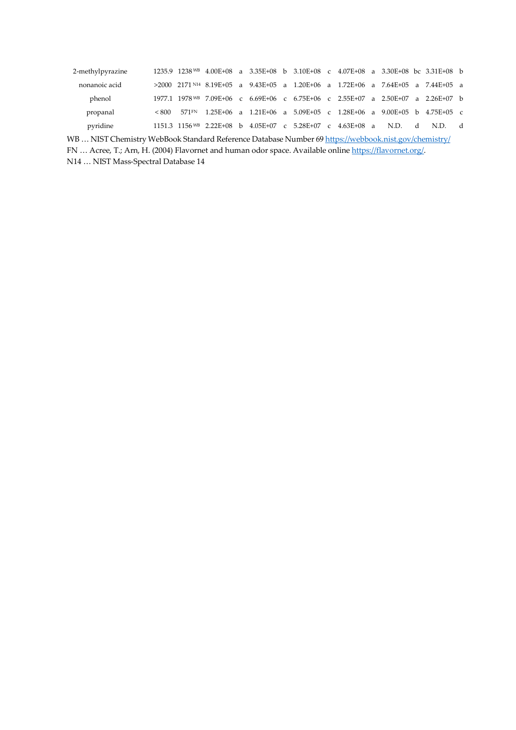| | | | | | | | | | | | | | | |
|---|---|---|---|---|---|---|---|---|---|---|---|---|---|---|
| 2-methylpyrazine | 1235.9 | 1238 [WB] | 4.00E+08 | a | 3.35E+08 | b | 3.10E+08 | c | 4.07E+08 | a | 3.30E+08 | bc | 3.31E+08 | b |
| nonanoic acid | >2000 | 2171 [N14] | 8.19E+05 | a | 9.43E+05 | a | 1.20E+06 | a | 1.72E+06 | a | 7.64E+05 | a | 7.44E+05 | a |
| phenol | 1977.1 | 1978 [WB] | 7.09E+06 | c | 6.69E+06 | c | 6.75E+06 | c | 2.55E+07 | a | 2.50E+07 | a | 2.26E+07 | b |
| propanal | < 800 | 571 [FN] | 1.25E+06 | a | 1.21E+06 | a | 5.09E+05 | c | 1.28E+06 | a | 9.00E+05 | b | 4.75E+05 | c |
| pyridine | 1151.3 | 1156 [WB] | 2.22E+08 | b | 4.05E+07 | c | 5.28E+07 | c | 4.63E+08 | a | N.D. | d | N.D. | d |

WB … NIST Chemistry WebBook Standard Reference Database Number 69 https://webbook.nist.gov/chemistry/

FN … Acree, T.; Arn, H. (2004) Flavornet and human odor space. Available online https://flavornet.org/.

N14 … NIST Mass-Spectral Database 14